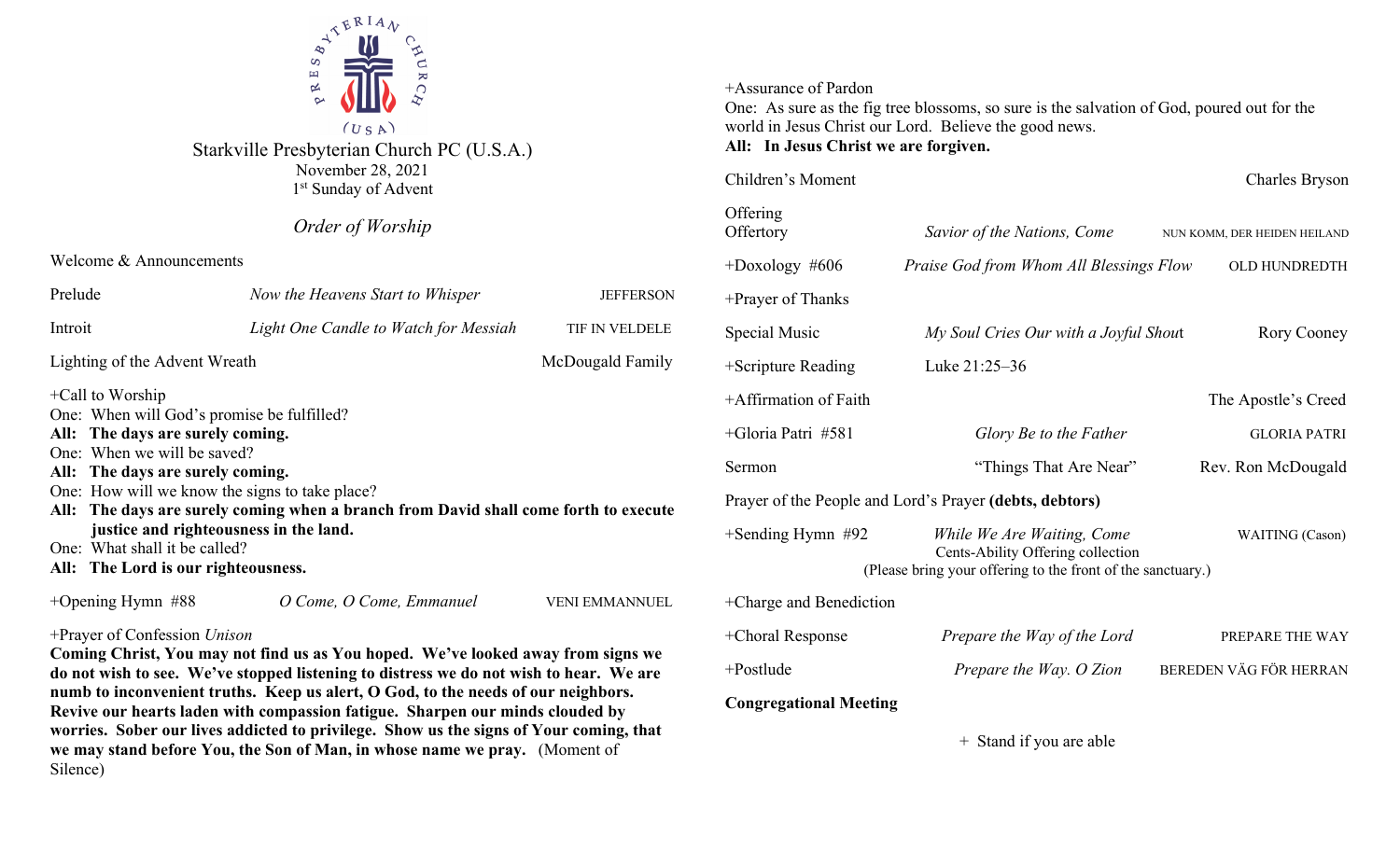# Starkville Presbyterian Church PC (U.S.A.)

November 28, 2021

1st Sunday of Advent

## *Order of Worship*

Welcome & Announcements

Prelude — *Now the Heavens Start to Whisper* — JEFFERSON

Introit — *Light One Candle to Watch for Messiah* — TIF IN VELDELE

Lighting of the Advent Wreath — McDougald Family

+Call to Worship

One: When will God's promise be fulfilled?

**All: The days are surely coming.**

One: When we will be saved?

**All: The days are surely coming.**

One: How will we know the signs to take place?

**All: The days are surely coming when a branch from David shall come forth to execute justice and righteousness in the land.**

One: What shall it be called?

**All: The Lord is our righteousness.**

+Opening Hymn #88 — *O Come, O Come, Emmanuel* — VENI EMMANNUEL

+Prayer of Confession *Unison*

**Coming Christ, You may not find us as You hoped. We've looked away from signs we do not wish to see. We've stopped listening to distress we do not wish to hear. We are numb to inconvenient truths. Keep us alert, O God, to the needs of our neighbors. Revive our hearts laden with compassion fatigue. Sharpen our minds clouded by worries. Sober our lives addicted to privilege. Show us the signs of Your coming, that we may stand before You, the Son of Man, in whose name we pray.** (Moment of Silence)

+Assurance of Pardon

One: As sure as the fig tree blossoms, so sure is the salvation of God, poured out for the world in Jesus Christ our Lord. Believe the good news.

**All: In Jesus Christ we are forgiven.**

Children's Moment — Charles Bryson

Offering

Offertory — *Savior of the Nations, Come* — NUN KOMM, DER HEIDEN HEILAND

+Doxology #606 — *Praise God from Whom All Blessings Flow* — OLD HUNDREDTH

+Prayer of Thanks

Special Music — *My Soul Cries Our with a Joyful Shout* — Rory Cooney

+Scripture Reading — Luke 21:25–36

+Affirmation of Faith — The Apostle's Creed

+Gloria Patri #581 — *Glory Be to the Father* — GLORIA PATRI

Sermon — "Things That Are Near" — Rev. Ron McDougald

Prayer of the People and Lord's Prayer **(debts, debtors)**

+Sending Hymn #92 — *While We Are Waiting, Come* — WAITING (Cason)

Cents-Ability Offering collection

(Please bring your offering to the front of the sanctuary.)

+Charge and Benediction

+Choral Response — *Prepare the Way of the Lord* — PREPARE THE WAY

+Postlude — *Prepare the Way. O Zion* — BEREDEN VÄG FÖR HERRAN

**Congregational Meeting**

+ Stand if you are able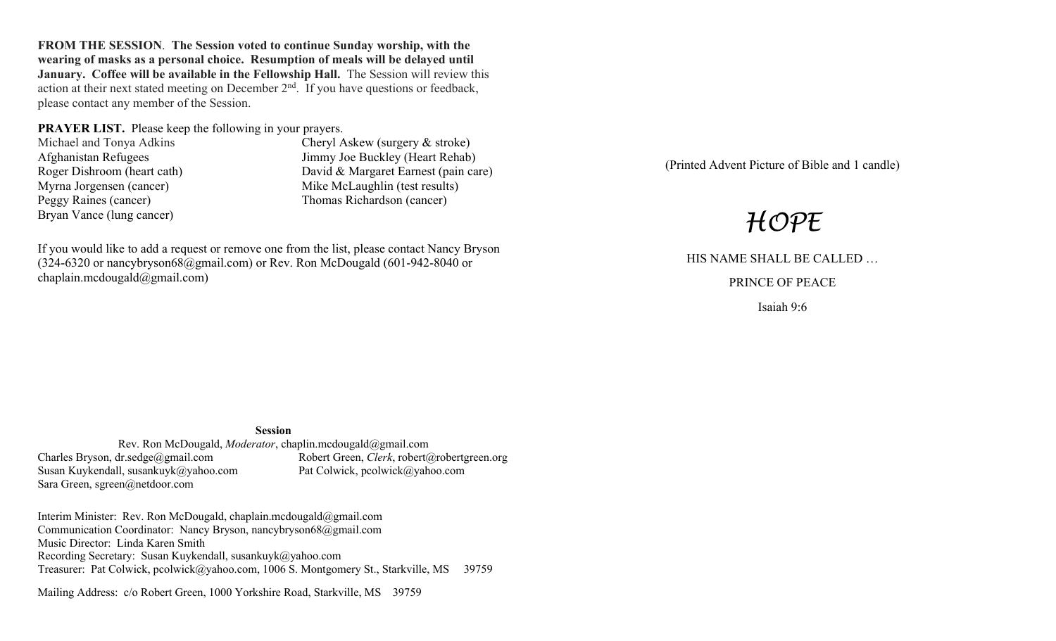**FROM THE SESSION**. **The Session voted to continue Sunday worship, with the wearing of masks as a personal choice. Resumption of meals will be delayed until January. Coffee will be available in the Fellowship Hall.** The Session will review this action at their next stated meeting on December 2nd. If you have questions or feedback, please contact any member of the Session.

**PRAYER LIST.** Please keep the following in your prayers.

Michael and Tonya Adkins
Afghanistan Refugees
Roger Dishroom (heart cath)
Myrna Jorgensen (cancer)
Peggy Raines (cancer)
Bryan Vance (lung cancer)
Cheryl Askew (surgery & stroke)
Jimmy Joe Buckley (Heart Rehab)
David & Margaret Earnest (pain care)
Mike McLaughlin (test results)
Thomas Richardson (cancer)

If you would like to add a request or remove one from the list, please contact Nancy Bryson (324-6320 or nancybryson68@gmail.com) or Rev. Ron McDougald (601-942-8040 or chaplain.mcdougald@gmail.com)

**Session**

Rev. Ron McDougald, *Moderator*, chaplin.mcdougald@gmail.com
Charles Bryson, dr.sedge@gmail.com
Robert Green, *Clerk*, robert@robertgreen.org
Susan Kuykendall, susankuyk@yahoo.com
Pat Colwick, pcolwick@yahoo.com
Sara Green, sgreen@netdoor.com

Interim Minister: Rev. Ron McDougald, chaplain.mcdougald@gmail.com
Communication Coordinator: Nancy Bryson, nancybryson68@gmail.com
Music Director: Linda Karen Smith
Recording Secretary: Susan Kuykendall, susankuyk@yahoo.com
Treasurer: Pat Colwick, pcolwick@yahoo.com, 1006 S. Montgomery St., Starkville, MS 39759

Mailing Address: c/o Robert Green, 1000 Yorkshire Road, Starkville, MS 39759

(Printed Advent Picture of Bible and 1 candle)

# *HOPE*

HIS NAME SHALL BE CALLED …

PRINCE OF PEACE

Isaiah 9:6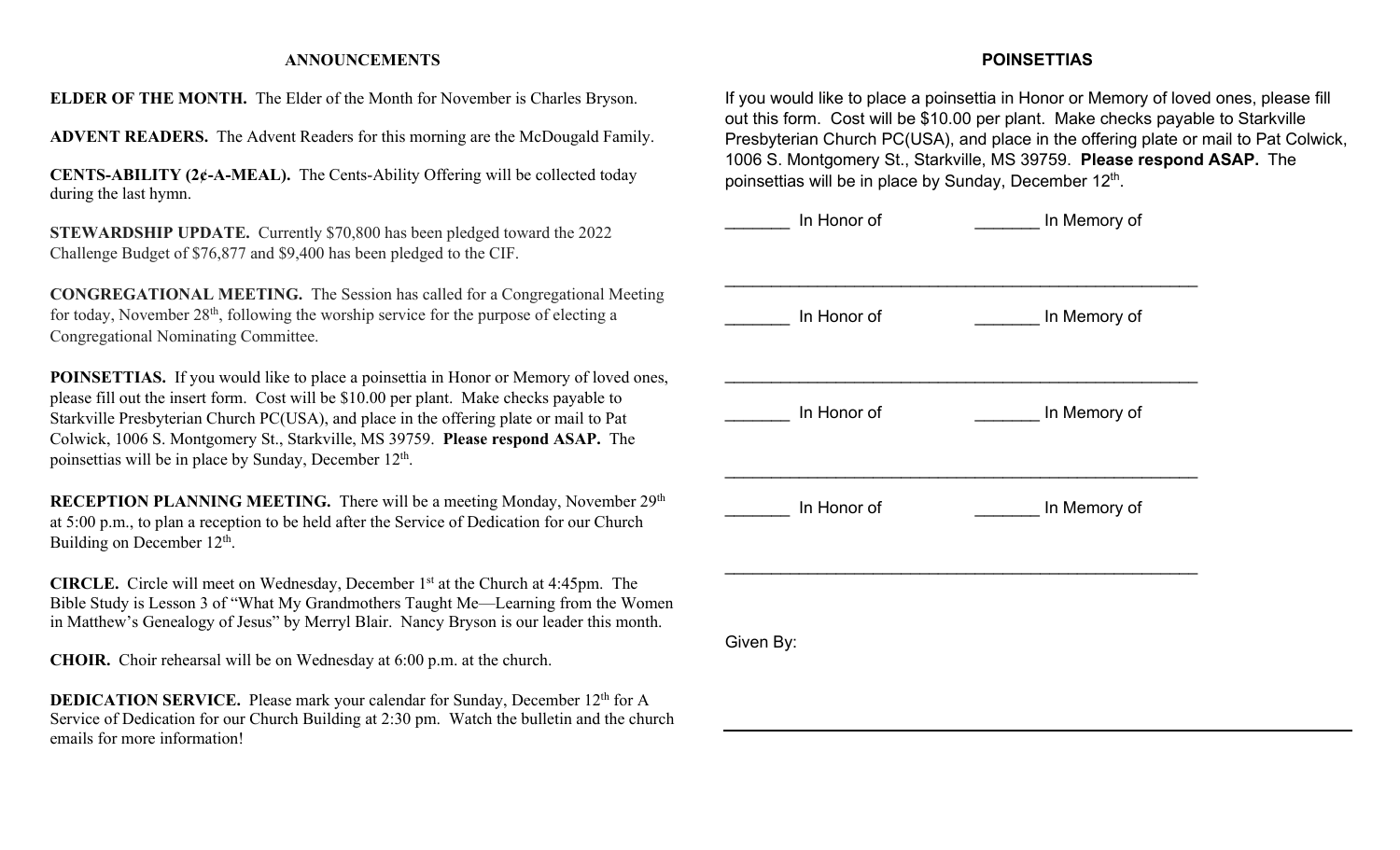## ANNOUNCEMENTS

**ELDER OF THE MONTH.** The Elder of the Month for November is Charles Bryson.

**ADVENT READERS.** The Advent Readers for this morning are the McDougald Family.

**CENTS-ABILITY (2¢-A-MEAL).** The Cents-Ability Offering will be collected today during the last hymn.

**STEWARDSHIP UPDATE.** Currently $70,800 has been pledged toward the 2022 Challenge Budget of $76,877 and $9,400 has been pledged to the CIF.

**CONGREGATIONAL MEETING.** The Session has called for a Congregational Meeting for today, November 28th, following the worship service for the purpose of electing a Congregational Nominating Committee.

**POINSETTIAS.** If you would like to place a poinsettia in Honor or Memory of loved ones, please fill out the insert form. Cost will be $10.00 per plant. Make checks payable to Starkville Presbyterian Church PC(USA), and place in the offering plate or mail to Pat Colwick, 1006 S. Montgomery St., Starkville, MS 39759. **Please respond ASAP.** The poinsettias will be in place by Sunday, December 12th.

**RECEPTION PLANNING MEETING.** There will be a meeting Monday, November 29th at 5:00 p.m., to plan a reception to be held after the Service of Dedication for our Church Building on December 12th.

**CIRCLE.** Circle will meet on Wednesday, December 1st at the Church at 4:45pm. The Bible Study is Lesson 3 of "What My Grandmothers Taught Me—Learning from the Women in Matthew's Genealogy of Jesus" by Merryl Blair. Nancy Bryson is our leader this month.

**CHOIR.** Choir rehearsal will be on Wednesday at 6:00 p.m. at the church.

**DEDICATION SERVICE.** Please mark your calendar for Sunday, December 12th for A Service of Dedication for our Church Building at 2:30 pm. Watch the bulletin and the church emails for more information!

## POINSETTIAS

If you would like to place a poinsettia in Honor or Memory of loved ones, please fill out this form. Cost will be $10.00 per plant. Make checks payable to Starkville Presbyterian Church PC(USA), and place in the offering plate or mail to Pat Colwick, 1006 S. Montgomery St., Starkville, MS 39759. **Please respond ASAP.** The poinsettias will be in place by Sunday, December 12th.

_______ In Honor of _______ In Memory of

_____________________________________________________

_______ In Honor of _______ In Memory of

_____________________________________________________

_______ In Honor of _______ In Memory of

_____________________________________________________

_______ In Honor of _______ In Memory of

_____________________________________________________

Given By:

_____________________________________________________